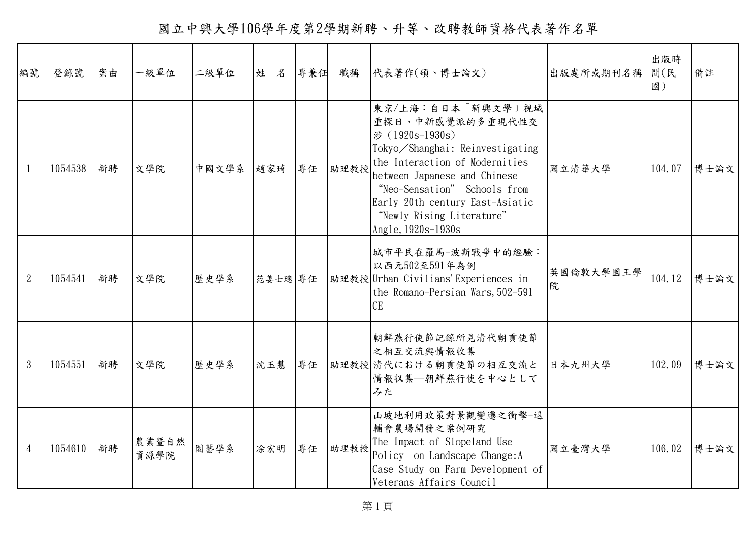# 國立中興大學106學年度第2學期新聘、升等、改聘教師資格代表著作名單

| 編號 | 登錄號 | 案由 | 一級單位 | 二級單位 | 姓　名 | 專兼任 | 職稱 | 代表著作(碩、博士論文) | 出版處所或期刊名稱 | 出版時間(民國) | 備註 |
|---|---|---|---|---|---|---|---|---|---|---|---|
| 1 | 1054538 | 新聘 | 文學院 | 中國文學系 | 趙家琦 | 專任 | 助理教授 | 東京/上海：自日本「新興文學﹞視域重探日、中新感覺派的多重現代性交涉（1920s-1930s） Tokyo／Shanghai: Reinvestigating the Interaction of Modernities between Japanese and Chinese "Neo-Sensation" Schools from Early 20th century East-Asiatic "Newly Rising Literature" Angle, 1920s-1930s | 國立清華大學 | 104.07 | 博士論文 |
| 2 | 1054541 | 新聘 | 文學院 | 歷史學系 | 范姜士璁 | 專任 | 助理教授 | 城市平民在羅馬-波斯戰爭中的經驗：以西元502至591年為例 Urban Civilians' Experiences in the Romano-Persian Wars, 502-591 CE | 英國倫敦大學國王學院 | 104.12 | 博士論文 |
| 3 | 1054551 | 新聘 | 文學院 | 歷史學系 | 沈玉慧 | 專任 | 助理教授 | 朝鮮燕行使節記錄所見清代朝貢使節之相互交流與情報收集 清代における朝貢使節の相互交流と情報収集—朝鮮燕行使を中心としてみた | 日本九州大學 | 102.09 | 博士論文 |
| 4 | 1054610 | 新聘 | 農業暨自然資源學院 | 園藝學系 | 涂宏明 | 專任 | 助理教授 | 山坡地利用政策對景觀變遷之衝擊-退輔會農場開發之案例研究 The Impact of Slopeland Use Policy on Landscape Change: A Case Study on Farm Development of Veterans Affairs Council | 國立臺灣大學 | 106.02 | 博士論文 |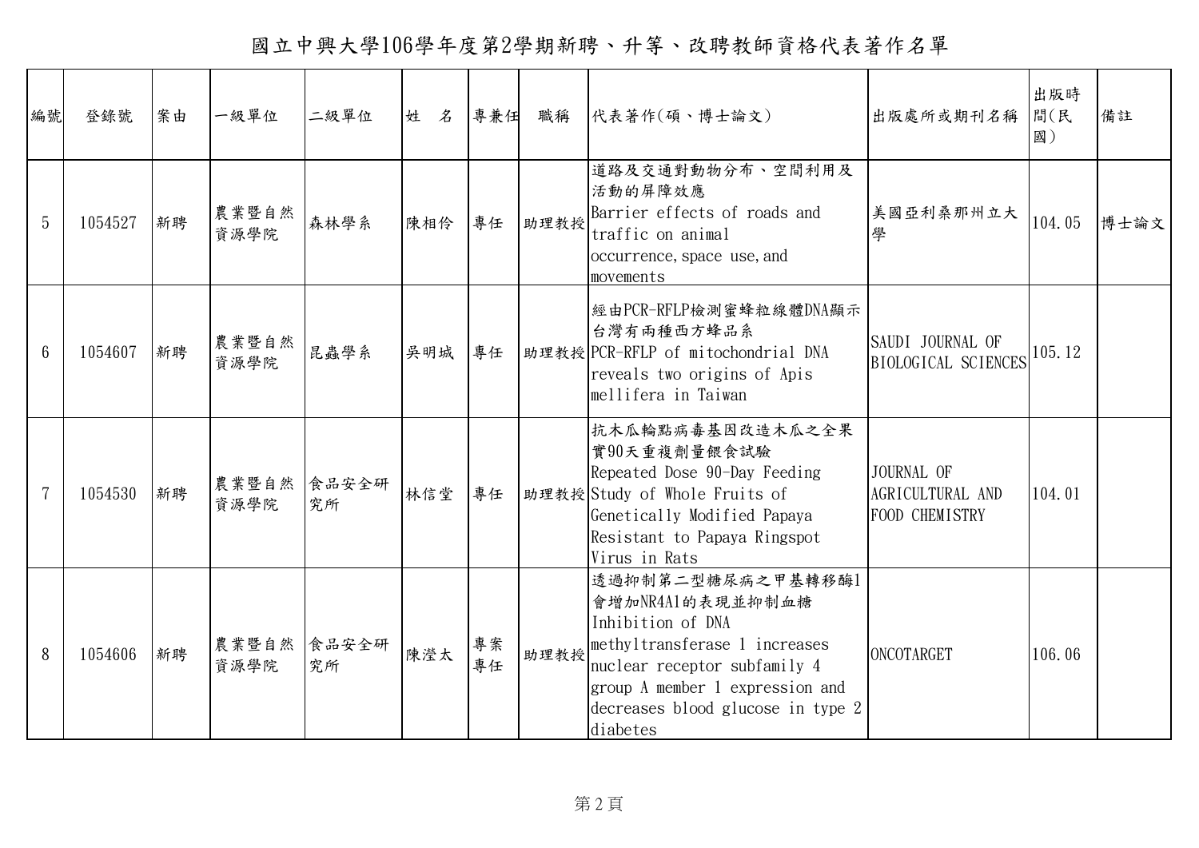# 國立中興大學106學年度第2學期新聘、升等、改聘教師資格代表著作名單

| 編號 | 登錄號 | 案由 | 一級單位 | 二級單位 | 姓　名 | 專兼任 | 職稱 | 代表著作(碩、博士論文) | 出版處所或期刊名稱 | 出版時間(民國) | 備註 |
|---|---|---|---|---|---|---|---|---|---|---|---|
| 5 | 1054527 | 新聘 | 農業暨自然資源學院 | 森林學系 | 陳相伶 | 專任 | 助理教授 | 道路及交通對動物分布、空間利用及活動的屏障效應 Barrier effects of roads and traffic on animal occurrence, space use, and movements | 美國亞利桑那州立大學 | 104.05 | 博士論文 |
| 6 | 1054607 | 新聘 | 農業暨自然資源學院 | 昆蟲學系 | 吳明城 | 專任 | 助理教授 | 經由PCR-RFLP檢測蜜蜂粒線體DNA顯示台灣有兩種西方蜂品系 PCR-RFLP of mitochondrial DNA reveals two origins of Apis mellifera in Taiwan | SAUDI JOURNAL OF BIOLOGICAL SCIENCES | 105.12 | |
| 7 | 1054530 | 新聘 | 農業暨自然資源學院 | 食品安全研究所 | 林信堂 | 專任 | 助理教授 | 抗木瓜輪點病毒基因改造木瓜之全果實90天重複劑量餵食試驗 Repeated Dose 90-Day Feeding Study of Whole Fruits of Genetically Modified Papaya Resistant to Papaya Ringspot Virus in Rats | JOURNAL OF AGRICULTURAL AND FOOD CHEMISTRY | 104.01 | |
| 8 | 1054606 | 新聘 | 農業暨自然資源學院 | 食品安全研究所 | 陳瀅太 | 專案專任 | 助理教授 | 透過抑制第二型糖尿病之甲基轉移酶1會增加NR4A1的表現並抑制血糖 Inhibition of DNA methyltransferase 1 increases nuclear receptor subfamily 4 group A member 1 expression and decreases blood glucose in type 2 diabetes | ONCOTARGET | 106.06 | |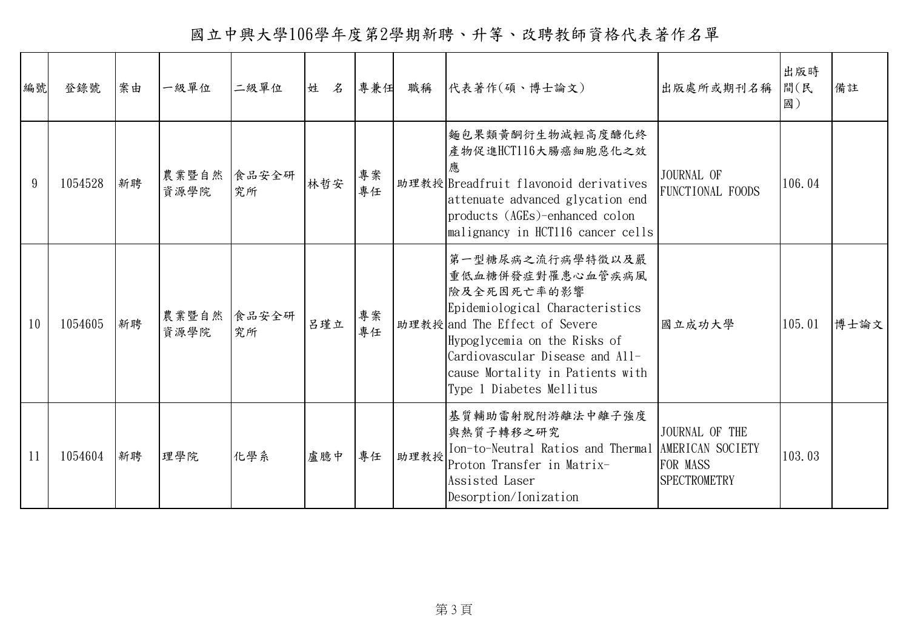# 國立中興大學106學年度第2學期新聘、升等、改聘教師資格代表著作名單

| 編號 | 登錄號 | 案由 | 一級單位 | 二級單位 | 姓　名 | 專兼任 | 職稱 | 代表著作(碩、博士論文) | 出版處所或期刊名稱 | 出版時間(民國) | 備註 |
|---|---|---|---|---|---|---|---|---|---|---|---|
| 9 | 1054528 | 新聘 | 農業暨自然資源學院 | 食品安全研究所 | 林哲安 | 專案專任 | 助理教授 | 麵包果類黃酮衍生物減輕高度醣化終產物促進HCT116大腸癌細胞惡化之效應 Breadfruit flavonoid derivatives attenuate advanced glycation end products (AGEs)-enhanced colon malignancy in HCT116 cancer cells | JOURNAL OF FUNCTIONAL FOODS | 106.04 | |
| 10 | 1054605 | 新聘 | 農業暨自然資源學院 | 食品安全研究所 | 呂瑾立 | 專案專任 | 助理教授 | 第一型糖尿病之流行病學特徵以及嚴重低血糖併發症對罹患心血管疾病風險及全死因死亡率的影響 Epidemiological Characteristics and The Effect of Severe Hypoglycemia on the Risks of Cardiovascular Disease and All-cause Mortality in Patients with Type 1 Diabetes Mellitus | 國立成功大學 | 105.01 | 博士論文 |
| 11 | 1054604 | 新聘 | 理學院 | 化學系 | 盧聽中 | 專任 | 助理教授 | 基質輔助雷射脫附游離法中離子強度與熱質子轉移之研究 Ion-to-Neutral Ratios and Thermal Proton Transfer in Matrix-Assisted Laser Desorption/Ionization | JOURNAL OF THE AMERICAN SOCIETY FOR MASS SPECTROMETRY | 103.03 | |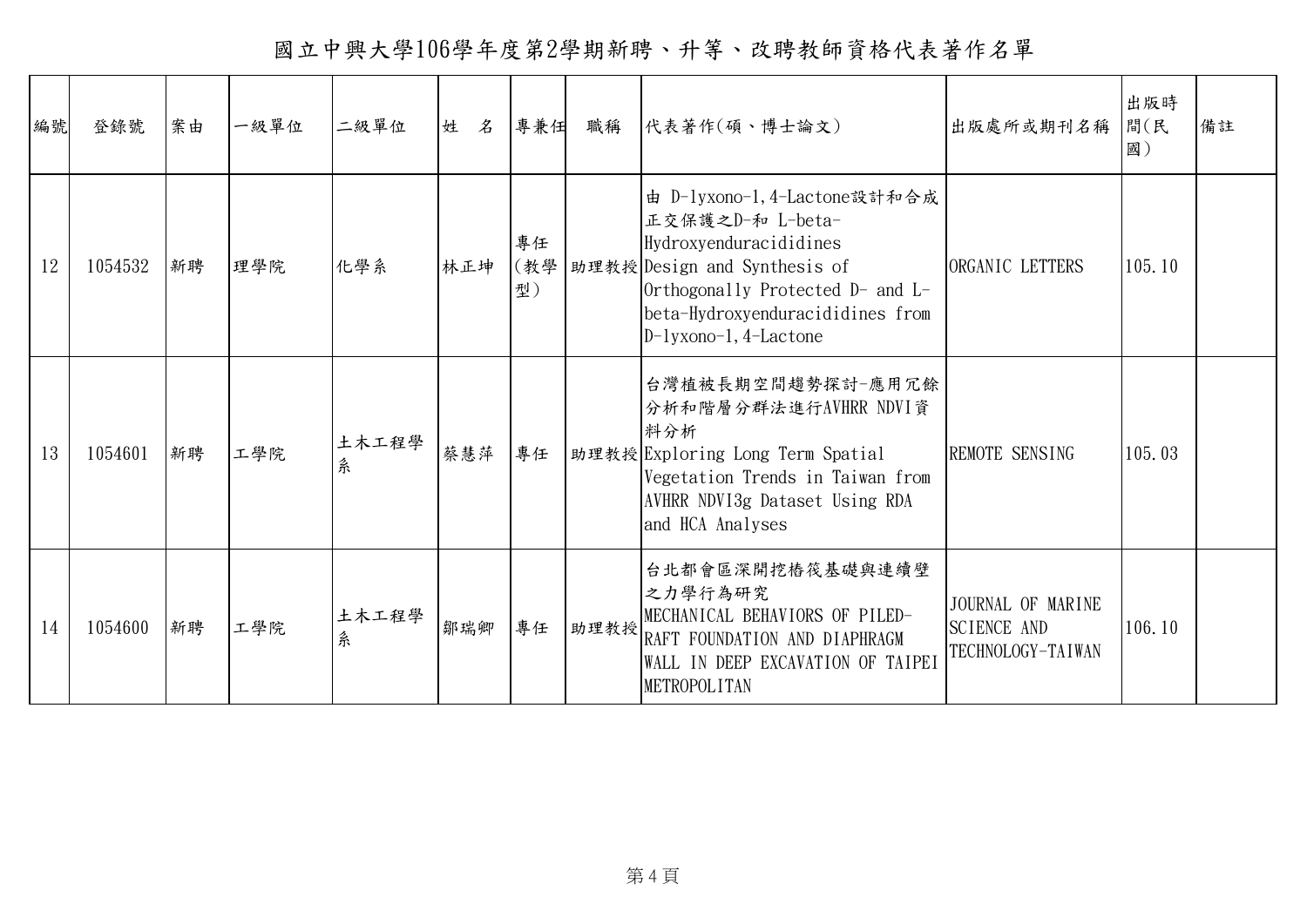# 國立中興大學106學年度第2學期新聘、升等、改聘教師資格代表著作名單

| 編號 | 登錄號 | 案由 | 一級單位 | 二級單位 | 姓 名 | 專兼任 | 職稱 | 代表著作(碩、博士論文) | 出版處所或期刊名稱 | 出版時間(民國) | 備註 |
|---|---|---|---|---|---|---|---|---|---|---|---|
| 12 | 1054532 | 新聘 | 理學院 | 化學系 | 林正坤 | 專任(教學型) | 助理教授 | 由 D-lyxono-1,4-Lactone設計和合成正交保護之D-和 L-beta-Hydroxyenduracididines Design and Synthesis of Orthogonally Protected D- and L-beta-Hydroxyenduracididines from D-lyxono-1,4-Lactone | ORGANIC LETTERS | 105.10 | |
| 13 | 1054601 | 新聘 | 工學院 | 土木工程學系 | 蔡慧萍 | 專任 | 助理教授 | 台灣植被長期空間趨勢探討-應用冗餘分析和階層分群法進行AVHRR NDVI資料分析 Exploring Long Term Spatial Vegetation Trends in Taiwan from AVHRR NDVI3g Dataset Using RDA and HCA Analyses | REMOTE SENSING | 105.03 | |
| 14 | 1054600 | 新聘 | 工學院 | 土木工程學系 | 鄒瑞卿 | 專任 | 助理教授 | 台北都會區深開挖樁筏基礎與連續壁之力學行為研究 MECHANICAL BEHAVIORS OF PILED-RAFT FOUNDATION AND DIAPHRAGM WALL IN DEEP EXCAVATION OF TAIPEI METROPOLITAN | JOURNAL OF MARINE SCIENCE AND TECHNOLOGY-TAIWAN | 106.10 | |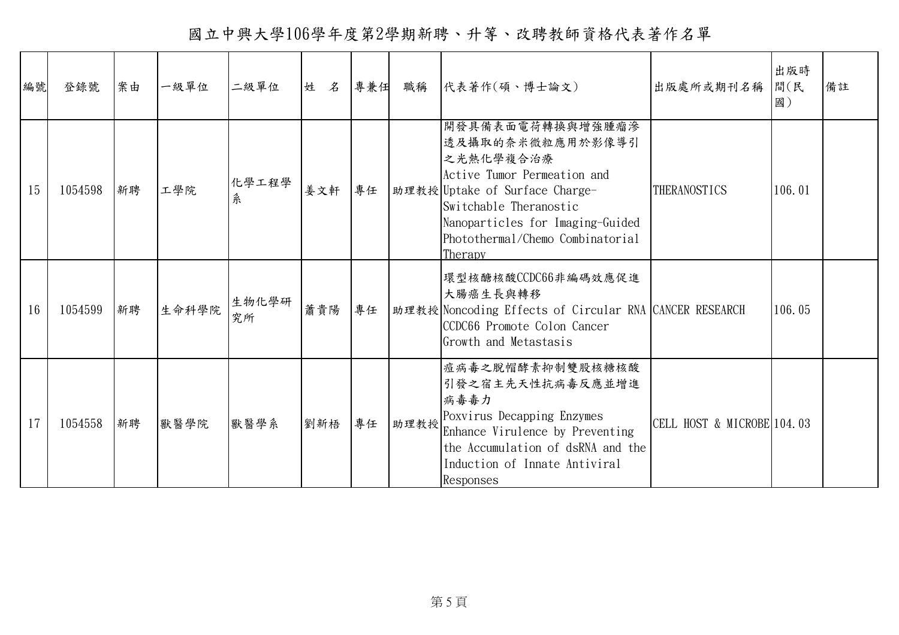# 國立中興大學106學年度第2學期新聘、升等、改聘教師資格代表著作名單

| 編號 | 登錄號 | 案由 | 一級單位 | 二級單位 | 姓　名 | 專兼任 | 職稱 | 代表著作(碩、博士論文) | 出版處所或期刊名稱 | 出版時間(民國) | 備註 |
|---|---|---|---|---|---|---|---|---|---|---|---|
| 15 | 1054598 | 新聘 | 工學院 | 化學工程學系 | 姜文軒 | 專任 | 助理教授 | 開發具備表面電荷轉換與增強腫瘤滲透及攝取的奈米微粒應用於影像導引之光熱化學複合治療 Active Tumor Permeation and Uptake of Surface Charge-Switchable Theranostic Nanoparticles for Imaging-Guided Photothermal/Chemo Combinatorial Therapy | THERANOSTICS | 106.01 | |
| 16 | 1054599 | 新聘 | 生命科學院 | 生物化學研究所 | 蕭貴陽 | 專任 | 助理教授 | 環型核醣核酸CCDC66非編碼效應促進大腸癌生長與轉移 Noncoding Effects of Circular RNA CCDC66 Promote Colon Cancer Growth and Metastasis | CANCER RESEARCH | 106.05 | |
| 17 | 1054558 | 新聘 | 獸醫學院 | 獸醫學系 | 劉新梧 | 專任 | 助理教授 | 痘病毒之脫帽酵素抑制雙股核糖核酸引發之宿主先天性抗病毒反應並增進病毒毒力 Poxvirus Decapping Enzymes Enhance Virulence by Preventing the Accumulation of dsRNA and the Induction of Innate Antiviral Responses | CELL HOST & MICROBE | 104.03 | |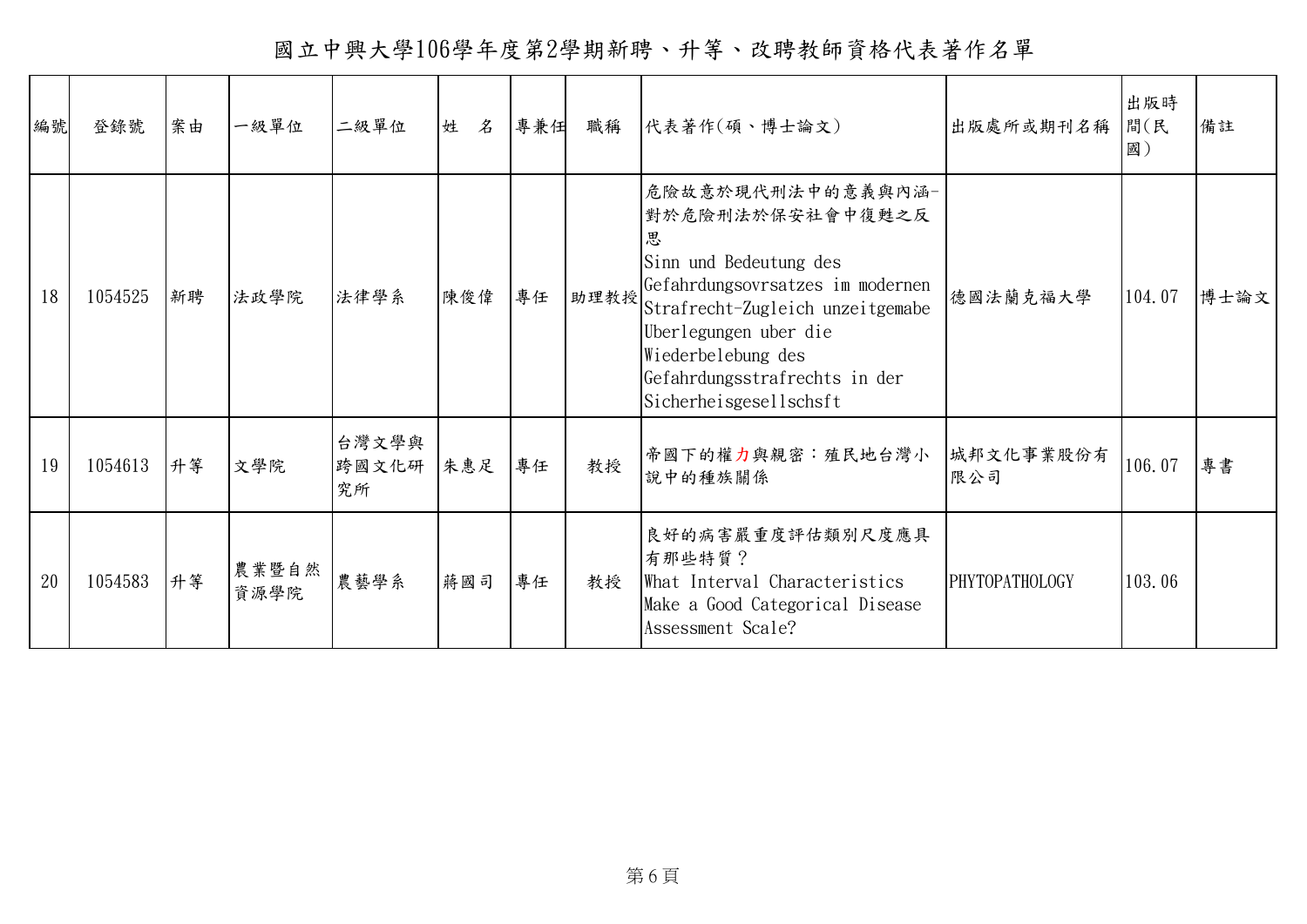# 國立中興大學106學年度第2學期新聘、升等、改聘教師資格代表著作名單

| 編號 | 登錄號 | 案由 | 一級單位 | 二級單位 | 姓　名 | 專兼任 | 職稱 | 代表著作(碩、博士論文) | 出版處所或期刊名稱 | 出版時間(民國) | 備註 |
|---|---|---|---|---|---|---|---|---|---|---|---|
| 18 | 1054525 | 新聘 | 法政學院 | 法律學系 | 陳俊偉 | 專任 | 助理教授 | 危險故意於現代刑法中的意義與內涵-對於危險刑法於保安社會中復甦之反思 Sinn und Bedeutung des Gefahrdungsovrsatzes im modernen Strafrecht-Zugleich unzeitgemabe Uberlegungen uber die Wiederbelebung des Gefahrdungsstrafrechts in der Sicherheisgesellschsft | 德國法蘭克福大學 | 104.07 | 博士論文 |
| 19 | 1054613 | 升等 | 文學院 | 台灣文學與跨國文化研究所 | 朱惠足 | 專任 | 教授 | 帝國下的權力與親密：殖民地台灣小說中的種族關係 | 城邦文化事業股份有限公司 | 106.07 | 專書 |
| 20 | 1054583 | 升等 | 農業暨自然資源學院 | 農藝學系 | 蔣國司 | 專任 | 教授 | 良好的病害嚴重度評估類別尺度應具有那些特質？ What Interval Characteristics Make a Good Categorical Disease Assessment Scale? | PHYTOPATHOLOGY | 103.06 | |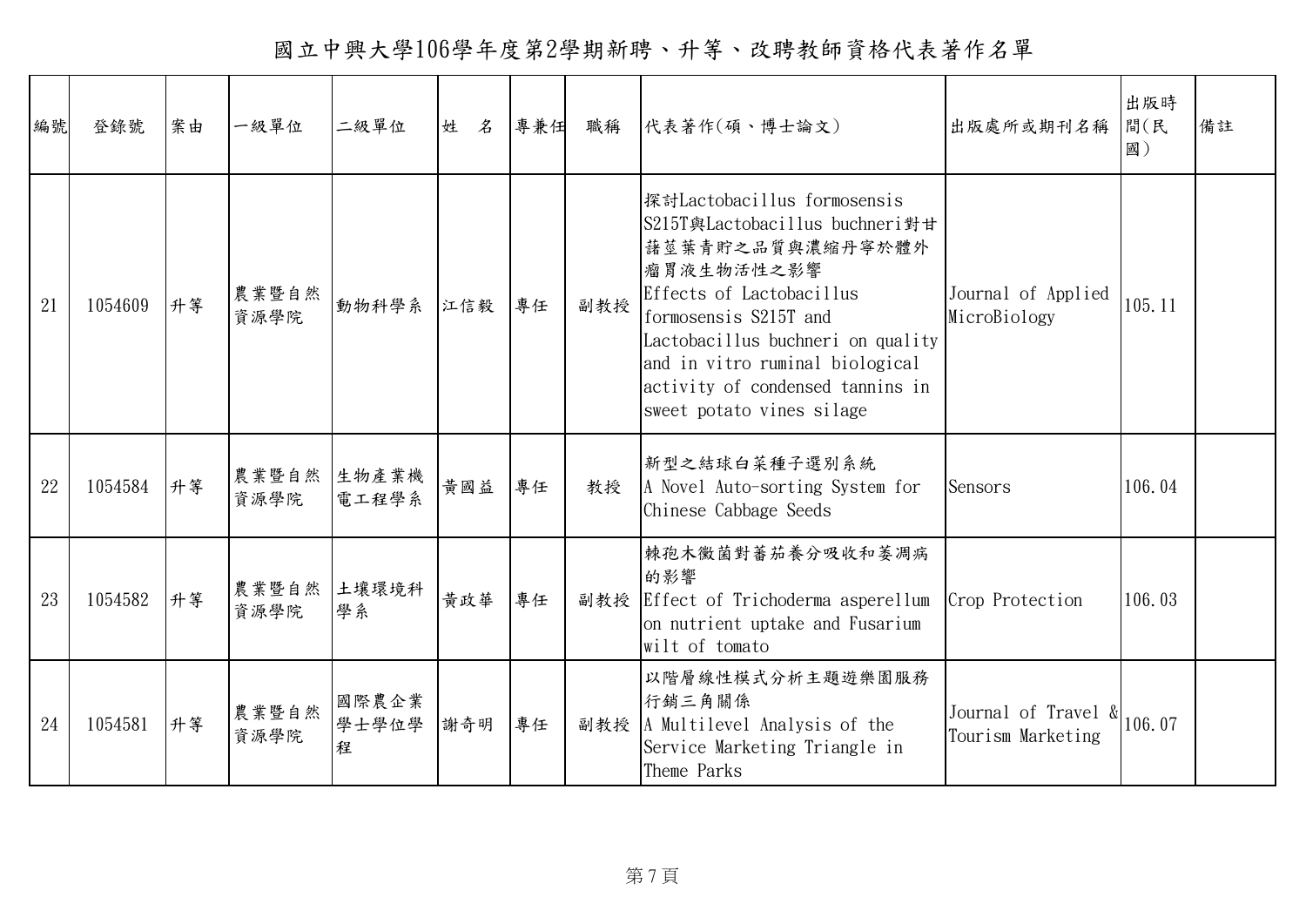# 國立中興大學106學年度第2學期新聘、升等、改聘教師資格代表著作名單

| 編號 | 登錄號 | 案由 | 一級單位 | 二級單位 | 姓　名 | 專兼任 | 職稱 | 代表著作(碩、博士論文) | 出版處所或期刊名稱 | 出版時間(民國) | 備註 |
|---|---|---|---|---|---|---|---|---|---|---|---|
| 21 | 1054609 | 升等 | 農業暨自然資源學院 | 動物科學系 | 江信毅 | 專任 | 副教授 | 探討Lactobacillus formosensis S215T與Lactobacillus buchneri對甘藷莖葉青貯之品質與濃縮丹寧於體外瘤胃液生物活性之影響 Effects of Lactobacillus formosensis S215T and Lactobacillus buchneri on quality and in vitro ruminal biological activity of condensed tannins in sweet potato vines silage | Journal of Applied MicroBiology | 105.11 | |
| 22 | 1054584 | 升等 | 農業暨自然資源學院 | 生物產業機電工程學系 | 黃國益 | 專任 | 教授 | 新型之結球白菜種子選別系統 A Novel Auto-sorting System for Chinese Cabbage Seeds | Sensors | 106.04 | |
| 23 | 1054582 | 升等 | 農業暨自然資源學院 | 土壤環境科學系 | 黃政華 | 專任 | 副教授 | 棘孢木黴菌對蕃茄養分吸收和萎凋病的影響 Effect of Trichoderma asperellum on nutrient uptake and Fusarium wilt of tomato | Crop Protection | 106.03 | |
| 24 | 1054581 | 升等 | 農業暨自然資源學院 | 國際農企業學士學位學程 | 謝奇明 | 專任 | 副教授 | 以階層線性模式分析主題遊樂園服務行銷三角關係 A Multilevel Analysis of the Service Marketing Triangle in Theme Parks | Journal of Travel & Tourism Marketing | 106.07 | |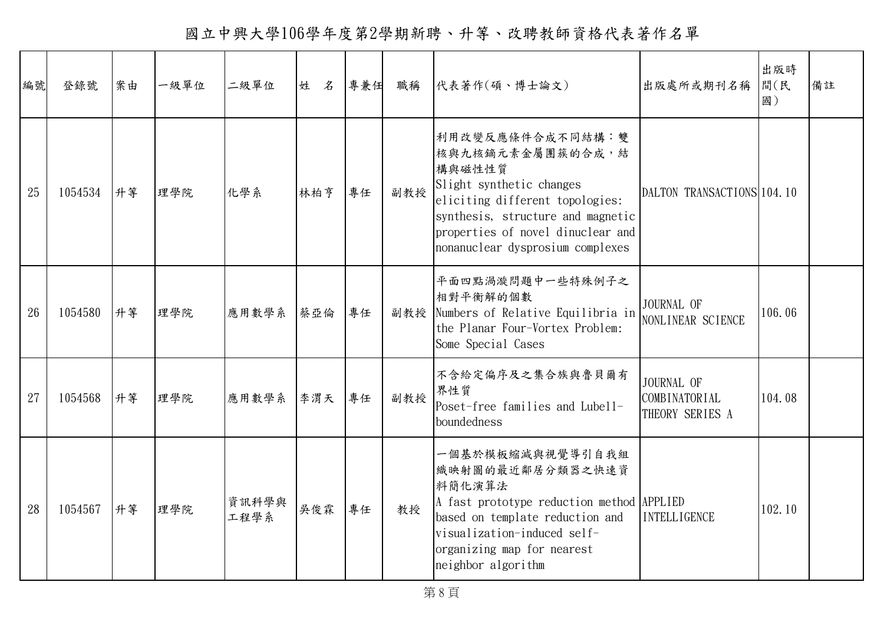# 國立中興大學106學年度第2學期新聘、升等、改聘教師資格代表著作名單

| 編號 | 登錄號 | 案由 | 一級單位 | 二級單位 | 姓　名 | 專兼任 | 職稱 | 代表著作(碩、博士論文) | 出版處所或期刊名稱 | 出版時間(民國) | 備註 |
|---|---|---|---|---|---|---|---|---|---|---|---|
| 25 | 1054534 | 升等 | 理學院 | 化學系 | 林柏亨 | 專任 | 副教授 | 利用改變反應條件合成不同結構：雙核與九核鏑元素金屬團簇的合成，結構與磁性性質<br>Slight synthetic changes eliciting different topologies: synthesis, structure and magnetic properties of novel dinuclear and nonanuclear dysprosium complexes | DALTON TRANSACTIONS | 104.10 | |
| 26 | 1054580 | 升等 | 理學院 | 應用數學系 | 蔡亞倫 | 專任 | 副教授 | 平面四點渦漩問題中一些特殊例子之相對平衡解的個數<br>Numbers of Relative Equilibria in the Planar Four-Vortex Problem: Some Special Cases | JOURNAL OF NONLINEAR SCIENCE | 106.06 | |
| 27 | 1054568 | 升等 | 理學院 | 應用數學系 | 李渭天 | 專任 | 副教授 | 不含給定偏序及之集合族與魯貝爾有界性質<br>Poset-free families and Lubell-boundedness | JOURNAL OF COMBINATORIAL THEORY SERIES A | 104.08 | |
| 28 | 1054567 | 升等 | 理學院 | 資訊科學與工程學系 | 吳俊霖 | 專任 | 教授 | 一個基於模板縮減與視覺導引自我組織映射圖的最近鄰居分類器之快速資料簡化演算法<br>A fast prototype reduction method based on template reduction and visualization-induced self-organizing map for nearest neighbor algorithm | APPLIED INTELLIGENCE | 102.10 | |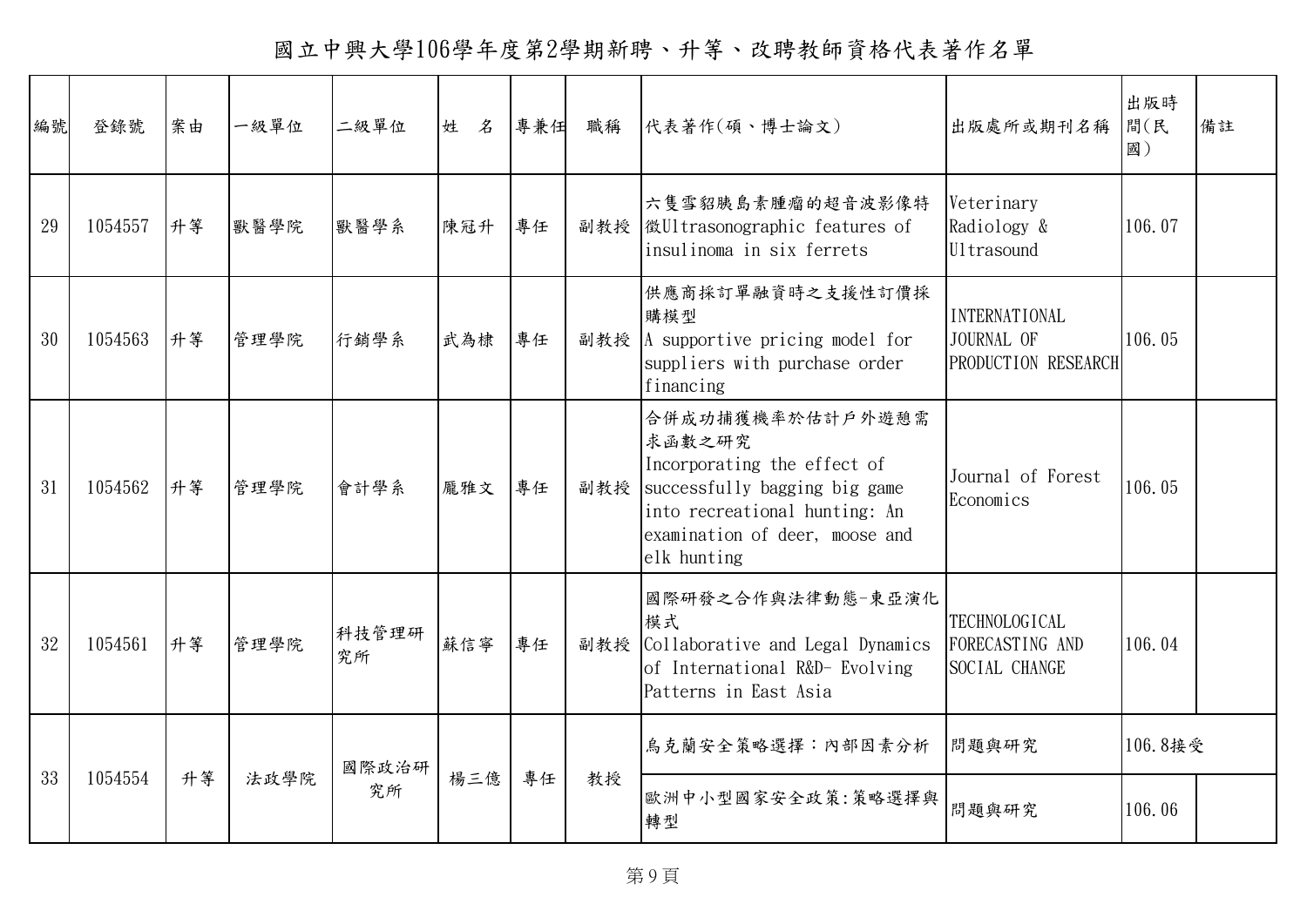# 國立中興大學106學年度第2學期新聘、升等、改聘教師資格代表著作名單

| 編號 | 登錄號 | 案由 | 一級單位 | 二級單位 | 姓　名 | 專兼任 | 職稱 | 代表著作(碩、博士論文) | 出版處所或期刊名稱 | 出版時間(民國) | 備註 |
|---|---|---|---|---|---|---|---|---|---|---|---|
| 29 | 1054557 | 升等 | 獸醫學院 | 獸醫學系 | 陳冠升 | 專任 | 副教授 | 六隻雪貂胰島素腫瘤的超音波影像特徵Ultrasonographic features of insulinoma in six ferrets | Veterinary Radiology & Ultrasound | 106.07 | |
| 30 | 1054563 | 升等 | 管理學院 | 行銷學系 | 武為棣 | 專任 | 副教授 | 供應商採訂單融資時之支援性訂價採購模型 A supportive pricing model for suppliers with purchase order financing | INTERNATIONAL JOURNAL OF PRODUCTION RESEARCH | 106.05 | |
| 31 | 1054562 | 升等 | 管理學院 | 會計學系 | 麗雅文 | 專任 | 副教授 | 合併成功捕獲機率於估計戶外遊憩需求函數之研究 Incorporating the effect of successfully bagging big game into recreational hunting: An examination of deer, moose and elk hunting | Journal of Forest Economics | 106.05 | |
| 32 | 1054561 | 升等 | 管理學院 | 科技管理研究所 | 蘇信寧 | 專任 | 副教授 | 國際研發之合作與法律動態-東亞演化模式 Collaborative and Legal Dynamics of International R&D- Evolving Patterns in East Asia | TECHNOLOGICAL FORECASTING AND SOCIAL CHANGE | 106.04 | |
| 33 | 1054554 | 升等 | 法政學院 | 國際政治研究所 | 楊三億 | 專任 | 教授 | 烏克蘭安全策略選擇：內部因素分析 | 問題與研究 | 106.8接受 | |
| | | | | | | | | 歐洲中小型國家安全政策:策略選擇與轉型 | 問題與研究 | 106.06 | |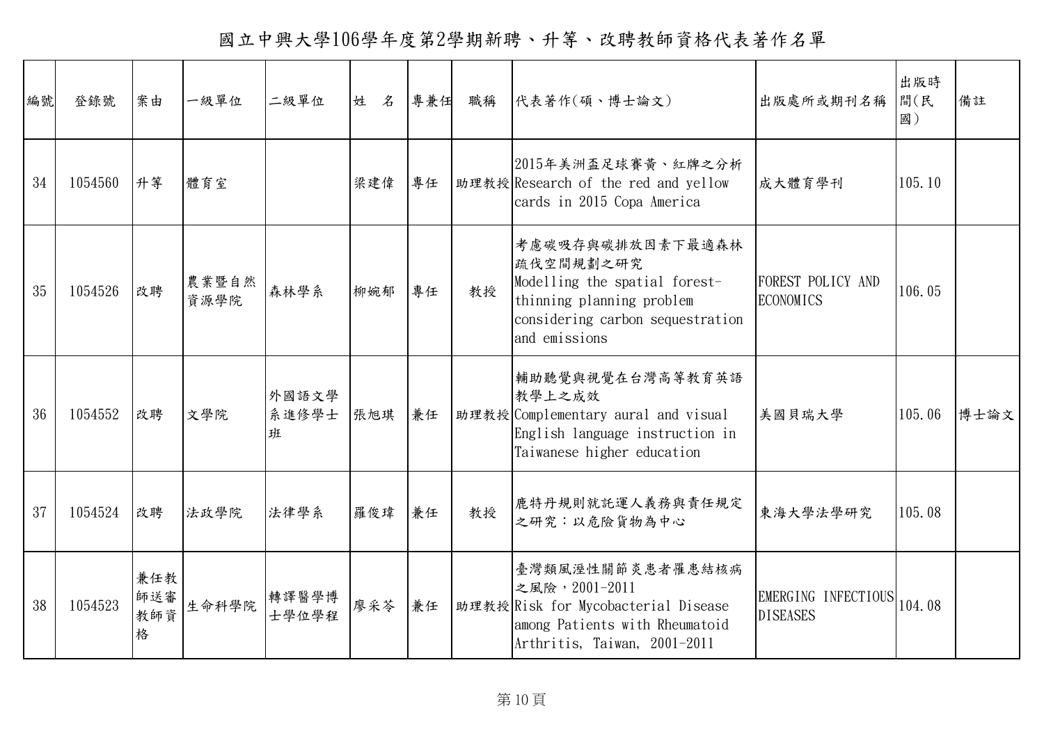# 國立中興大學106學年度第2學期新聘、升等、改聘教師資格代表著作名單

| 編號 | 登錄號 | 案由 | 一級單位 | 二級單位 | 姓　名 | 專兼任 | 職稱 | 代表著作(碩、博士論文) | 出版處所或期刊名稱 | 出版時間(民國) | 備註 |
|---|---|---|---|---|---|---|---|---|---|---|---|
| 34 | 1054560 | 升等 | 體育室 | | 梁建偉 | 專任 | 助理教授 | 2015年美洲盃足球賽黃、紅牌之分析 Research of the red and yellow cards in 2015 Copa America | 成大體育學刊 | 105.10 | |
| 35 | 1054526 | 改聘 | 農業暨自然資源學院 | 森林學系 | 柳婉郁 | 專任 | 教授 | 考慮碳吸存與碳排放因素下最適森林疏伐空間規劃之研究 Modelling the spatial forest-thinning planning problem considering carbon sequestration and emissions | FOREST POLICY AND ECONOMICS | 106.05 | |
| 36 | 1054552 | 改聘 | 文學院 | 外國語文學系進修學士班 | 張旭琪 | 兼任 | 助理教授 | 輔助聽覺與視覺在台灣高等教育英語教學上之成效 Complementary aural and visual English language instruction in Taiwanese higher education | 美國貝瑞大學 | 105.06 | 博士論文 |
| 37 | 1054524 | 改聘 | 法政學院 | 法律學系 | 羅俊瑋 | 兼任 | 教授 | 鹿特丹規則就託運人義務與責任規定之研究：以危險貨物為中心 | 東海大學法學研究 | 105.08 | |
| 38 | 1054523 | 兼任教師送審教師資格 | 生命科學院 | 轉譯醫學博士學位學程 | 廖采苓 | 兼任 | 助理教授 | 臺灣類風溼性關節炎患者罹患結核病之風險，2001-2011 Risk for Mycobacterial Disease among Patients with Rheumatoid Arthritis, Taiwan, 2001-2011 | EMERGING INFECTIOUS DISEASES | 104.08 | |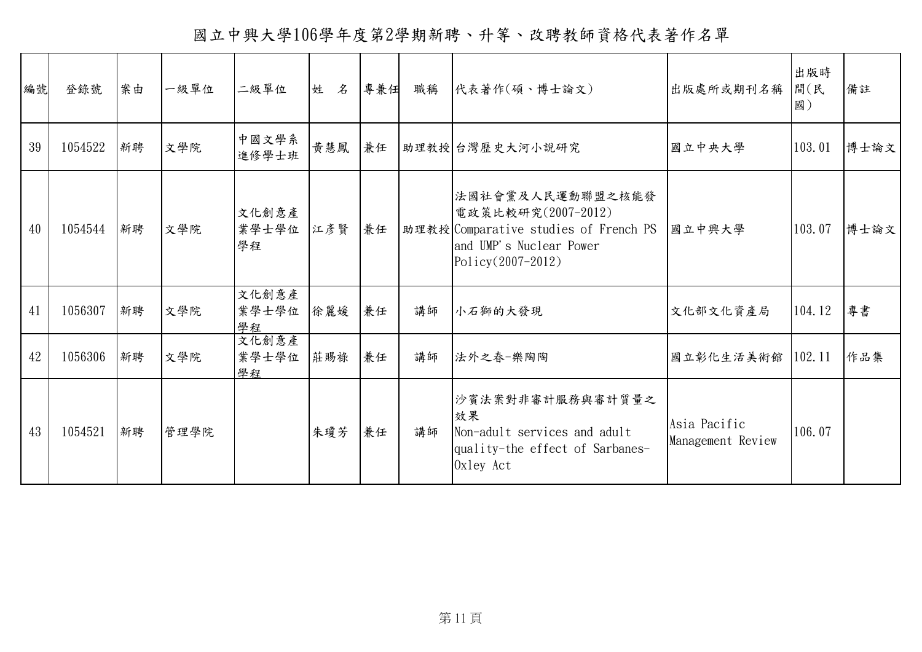# 國立中興大學106學年度第2學期新聘、升等、改聘教師資格代表著作名單

| 編號 | 登錄號 | 案由 | 一級單位 | 二級單位 | 姓　名 | 專兼任 | 職稱 | 代表著作(碩、博士論文) | 出版處所或期刊名稱 | 出版時間(民國) | 備註 |
|---|---|---|---|---|---|---|---|---|---|---|---|
| 39 | 1054522 | 新聘 | 文學院 | 中國文學系進修學士班 | 黃慧鳳 | 兼任 | 助理教授 | 台灣歷史大河小說研究 | 國立中央大學 | 103.01 | 博士論文 |
| 40 | 1054544 | 新聘 | 文學院 | 文化創意產業學士學位學程 | 江彥賢 | 兼任 | 助理教授 | 法國社會黨及人民運動聯盟之核能發電政策比較研究(2007-2012) Comparative studies of French PS and UMP's Nuclear Power Policy(2007-2012) | 國立中興大學 | 103.07 | 博士論文 |
| 41 | 1056307 | 新聘 | 文學院 | 文化創意產業學士學位學程 | 徐麗媛 | 兼任 | 講師 | 小石獅的大發現 | 文化部文化資產局 | 104.12 | 專書 |
| 42 | 1056306 | 新聘 | 文學院 | 文化創意產業學士學位學程 | 莊賜祿 | 兼任 | 講師 | 法外之春-樂陶陶 | 國立彰化生活美術館 | 102.11 | 作品集 |
| 43 | 1054521 | 新聘 | 管理學院 | | 朱瓊芳 | 兼任 | 講師 | 沙賓法案對非審計服務與審計質量之效果 Non-adult services and adult quality-the effect of Sarbanes-Oxley Act | Asia Pacific Management Review | 106.07 | |